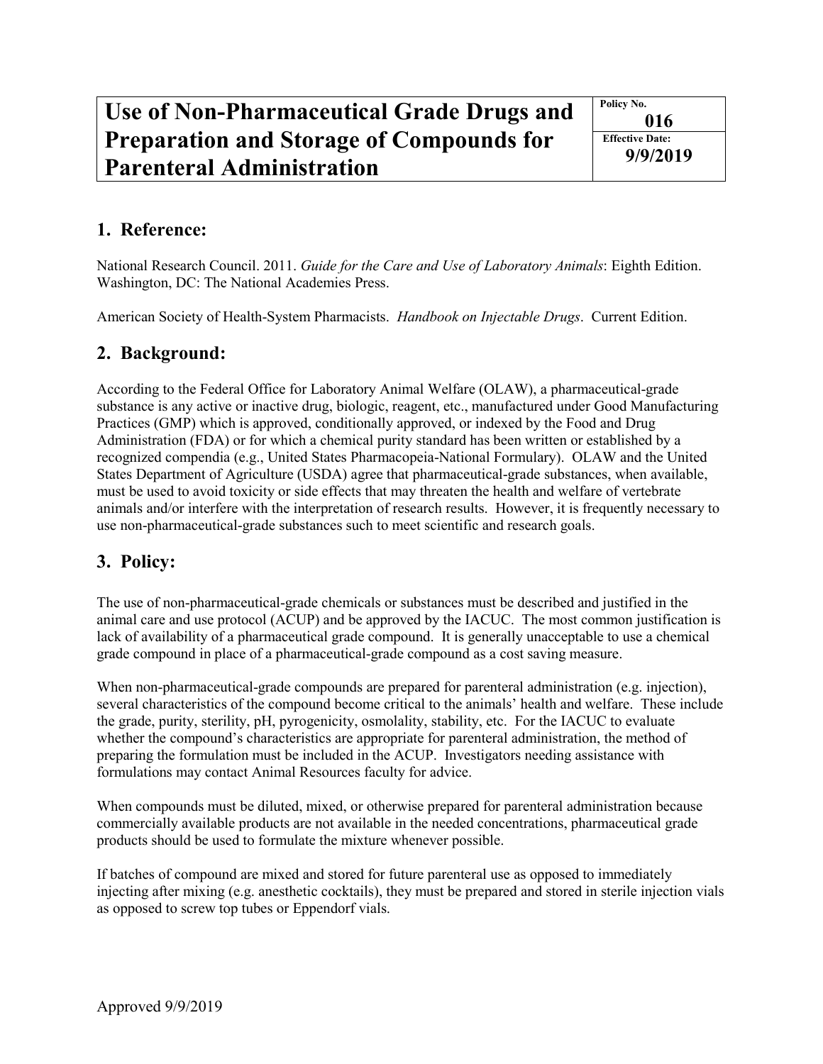| # Use of Non-Pharmaceutical Grade Drugs and Preparation and Storage of Compounds for Parenteral Administration | Policy No. **016** |
| --- | --- |
| | Effective Date: **9/9/2019** |

## 1. Reference:

National Research Council. 2011. *Guide for the Care and Use of Laboratory Animals*: Eighth Edition. Washington, DC: The National Academies Press.

American Society of Health-System Pharmacists. *Handbook on Injectable Drugs*. Current Edition.

## 2. Background:

According to the Federal Office for Laboratory Animal Welfare (OLAW), a pharmaceutical-grade substance is any active or inactive drug, biologic, reagent, etc., manufactured under Good Manufacturing Practices (GMP) which is approved, conditionally approved, or indexed by the Food and Drug Administration (FDA) or for which a chemical purity standard has been written or established by a recognized compendia (e.g., United States Pharmacopeia-National Formulary). OLAW and the United States Department of Agriculture (USDA) agree that pharmaceutical-grade substances, when available, must be used to avoid toxicity or side effects that may threaten the health and welfare of vertebrate animals and/or interfere with the interpretation of research results. However, it is frequently necessary to use non-pharmaceutical-grade substances such to meet scientific and research goals.

## 3. Policy:

The use of non-pharmaceutical-grade chemicals or substances must be described and justified in the animal care and use protocol (ACUP) and be approved by the IACUC. The most common justification is lack of availability of a pharmaceutical grade compound. It is generally unacceptable to use a chemical grade compound in place of a pharmaceutical-grade compound as a cost saving measure.

When non-pharmaceutical-grade compounds are prepared for parenteral administration (e.g. injection), several characteristics of the compound become critical to the animals' health and welfare. These include the grade, purity, sterility, pH, pyrogenicity, osmolality, stability, etc. For the IACUC to evaluate whether the compound's characteristics are appropriate for parenteral administration, the method of preparing the formulation must be included in the ACUP. Investigators needing assistance with formulations may contact Animal Resources faculty for advice.

When compounds must be diluted, mixed, or otherwise prepared for parenteral administration because commercially available products are not available in the needed concentrations, pharmaceutical grade products should be used to formulate the mixture whenever possible.

If batches of compound are mixed and stored for future parenteral use as opposed to immediately injecting after mixing (e.g. anesthetic cocktails), they must be prepared and stored in sterile injection vials as opposed to screw top tubes or Eppendorf vials.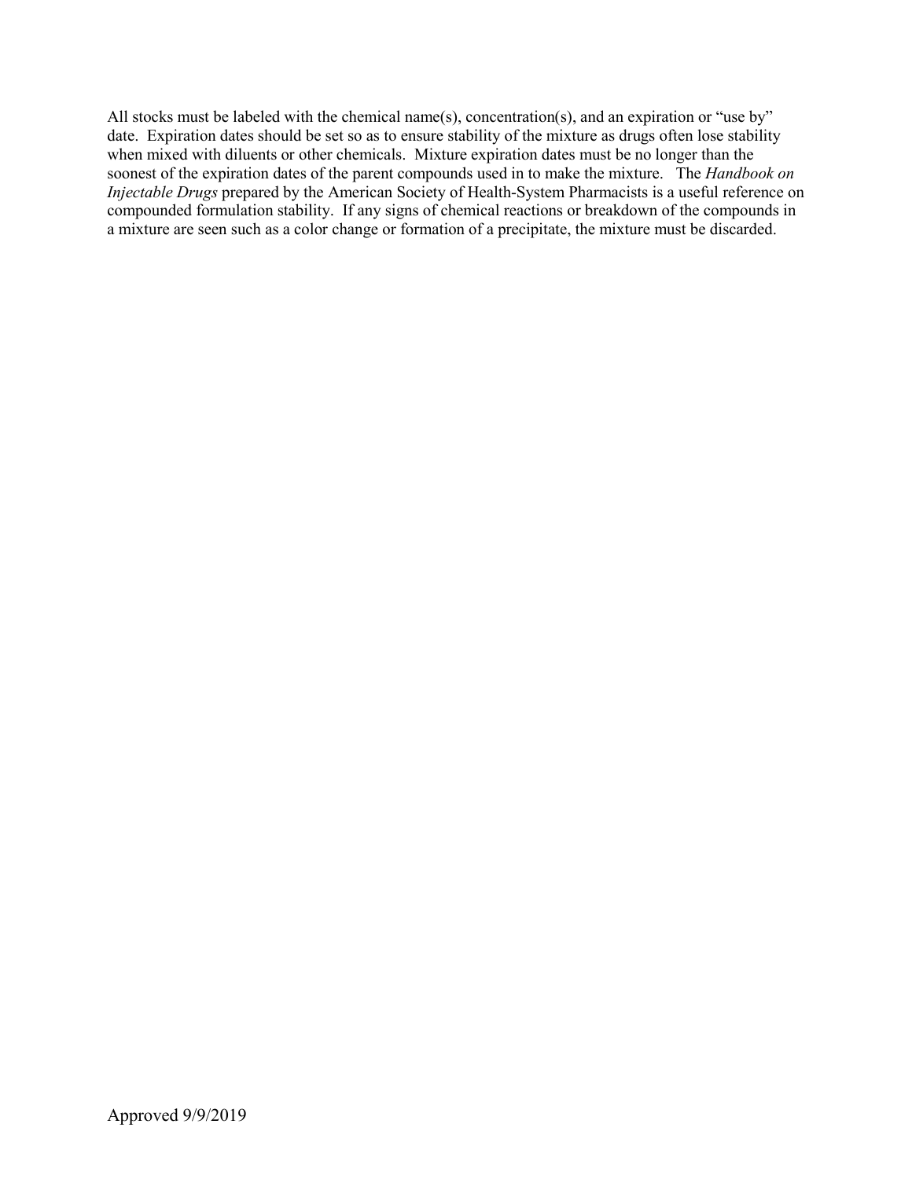All stocks must be labeled with the chemical name(s), concentration(s), and an expiration or "use by" date. Expiration dates should be set so as to ensure stability of the mixture as drugs often lose stability when mixed with diluents or other chemicals. Mixture expiration dates must be no longer than the soonest of the expiration dates of the parent compounds used in to make the mixture. The *Handbook on Injectable Drugs* prepared by the American Society of Health-System Pharmacists is a useful reference on compounded formulation stability. If any signs of chemical reactions or breakdown of the compounds in a mixture are seen such as a color change or formation of a precipitate, the mixture must be discarded.

Approved 9/9/2019